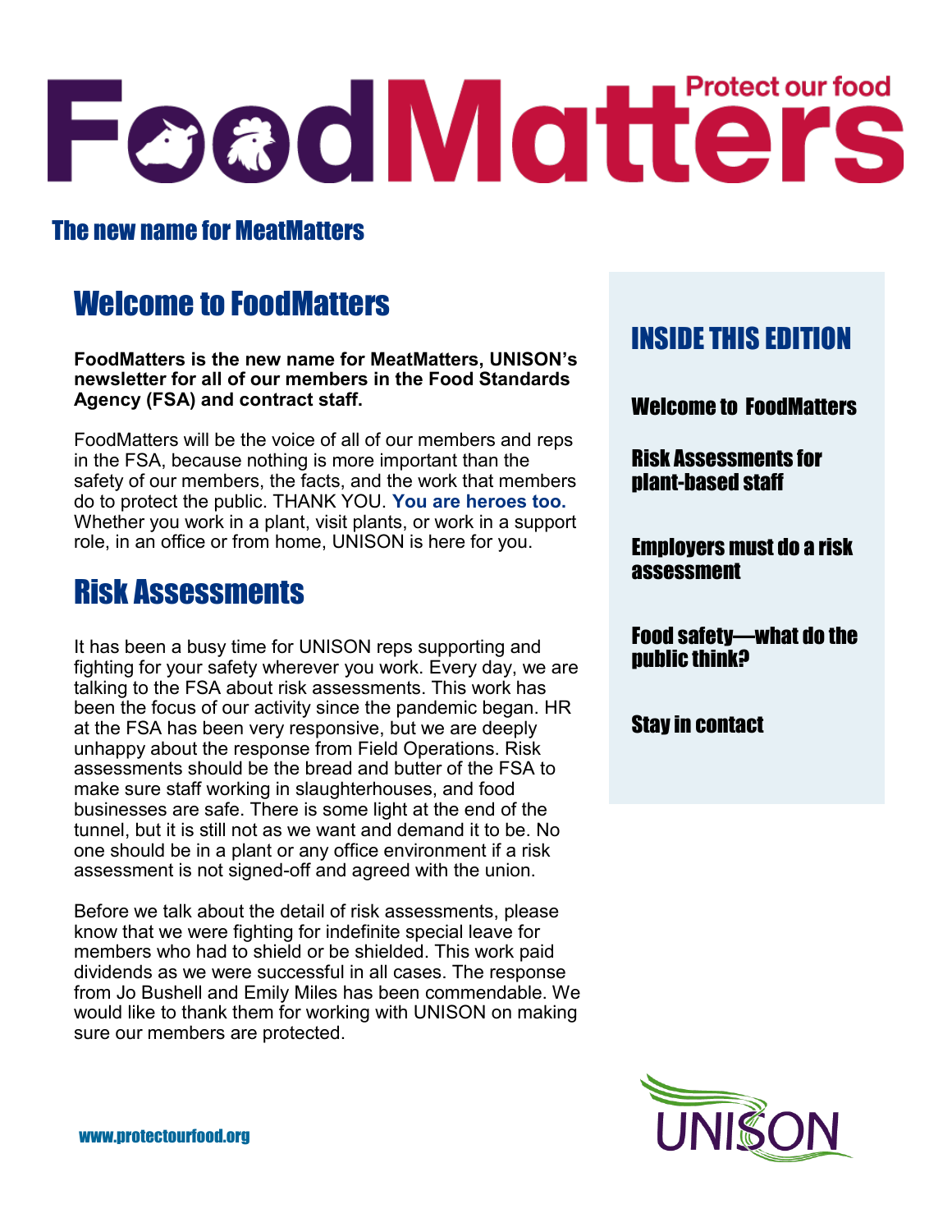# FoodMatters

Protect our food

**The new name for MeatMatters**

## Welcome to FoodMatters

**FoodMatters is the new name for MeatMatters, UNISON's newsletter for all of our members in the Food Standards Agency (FSA) and contract staff.**

FoodMatters will be the voice of all of our members and reps in the FSA, because nothing is more important than the safety of our members, the facts, and the work that members do to protect the public. THANK YOU. **You are heroes too.** Whether you work in a plant, visit plants, or work in a support role, in an office or from home, UNISON is here for you.

## Risk Assessments

It has been a busy time for UNISON reps supporting and fighting for your safety wherever you work. Every day, we are talking to the FSA about risk assessments. This work has been the focus of our activity since the pandemic began. HR at the FSA has been very responsive, but we are deeply unhappy about the response from Field Operations. Risk assessments should be the bread and butter of the FSA to make sure staff working in slaughterhouses, and food businesses are safe. There is some light at the end of the tunnel, but it is still not as we want and demand it to be. No one should be in a plant or any office environment if a risk assessment is not signed-off and agreed with the union.

Before we talk about the detail of risk assessments, please know that we were fighting for indefinite special leave for members who had to shield or be shielded. This work paid dividends as we were successful in all cases. The response from Jo Bushell and Emily Miles has been commendable. We would like to thank them for working with UNISON on making sure our members are protected.

## INSIDE THIS EDITION

- **Welcome to FoodMatters**
- **Risk Assessments for plant-based staff**
- **Employers must do a risk assessment**
- **Food safety—what do the public think?**
- **Stay in contact**

www.protectourfood.org

UNISON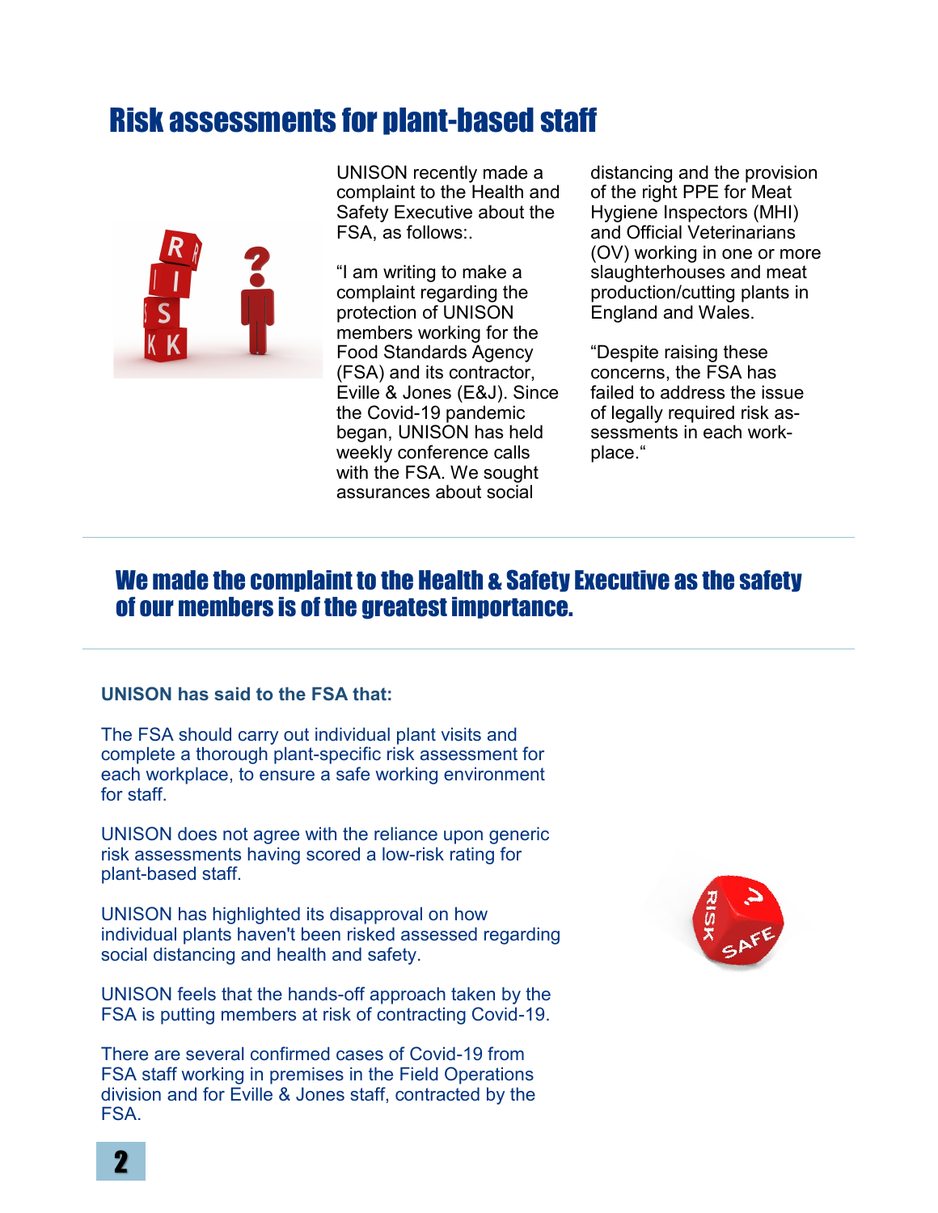# Risk assessments for plant-based staff

UNISON recently made a complaint to the Health and Safety Executive about the FSA, as follows:.

"I am writing to make a complaint regarding the protection of UNISON members working for the Food Standards Agency (FSA) and its contractor, Eville & Jones (E&J). Since the Covid-19 pandemic began, UNISON has held weekly conference calls with the FSA. We sought assurances about social distancing and the provision of the right PPE for Meat Hygiene Inspectors (MHI) and Official Veterinarians (OV) working in one or more slaughterhouses and meat production/cutting plants in England and Wales.

"Despite raising these concerns, the FSA has failed to address the issue of legally required risk assessments in each workplace."

## We made the complaint to the Health & Safety Executive as the safety of our members is of the greatest importance.

**UNISON has said to the FSA that:**

The FSA should carry out individual plant visits and complete a thorough plant-specific risk assessment for each workplace, to ensure a safe working environment for staff.

UNISON does not agree with the reliance upon generic risk assessments having scored a low-risk rating for plant-based staff.

UNISON has highlighted its disapproval on how individual plants haven't been risked assessed regarding social distancing and health and safety.

UNISON feels that the hands-off approach taken by the FSA is putting members at risk of contracting Covid-19.

There are several confirmed cases of Covid-19 from FSA staff working in premises in the Field Operations division and for Eville & Jones staff, contracted by the FSA.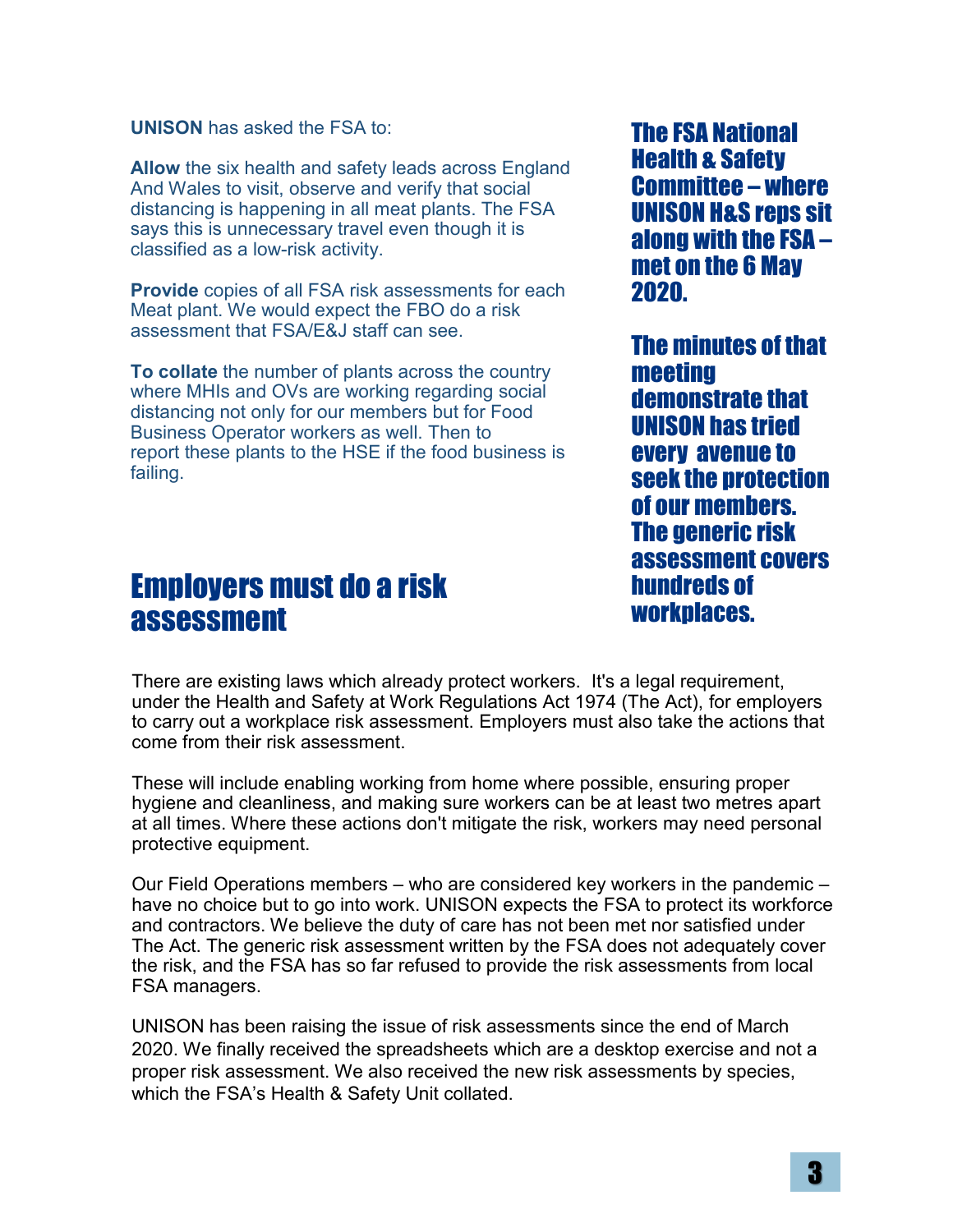**UNISON** has asked the FSA to:

**Allow** the six health and safety leads across England And Wales to visit, observe and verify that social distancing is happening in all meat plants. The FSA says this is unnecessary travel even though it is classified as a low-risk activity.

**Provide** copies of all FSA risk assessments for each Meat plant. We would expect the FBO do a risk assessment that FSA/E&J staff can see.

**To collate** the number of plants across the country where MHIs and OVs are working regarding social distancing not only for our members but for Food Business Operator workers as well. Then to report these plants to the HSE if the food business is failing.

**The FSA National Health & Safety Committee – where UNISON H&S reps sit along with the FSA – met on the 6 May 2020.**

**The minutes of that meeting demonstrate that UNISON has tried every avenue to seek the protection of our members. The generic risk assessment covers hundreds of workplaces.**

## Employers must do a risk assessment

There are existing laws which already protect workers. It's a legal requirement, under the Health and Safety at Work Regulations Act 1974 (The Act), for employers to carry out a workplace risk assessment. Employers must also take the actions that come from their risk assessment.

These will include enabling working from home where possible, ensuring proper hygiene and cleanliness, and making sure workers can be at least two metres apart at all times. Where these actions don't mitigate the risk, workers may need personal protective equipment.

Our Field Operations members – who are considered key workers in the pandemic – have no choice but to go into work. UNISON expects the FSA to protect its workforce and contractors. We believe the duty of care has not been met nor satisfied under The Act. The generic risk assessment written by the FSA does not adequately cover the risk, and the FSA has so far refused to provide the risk assessments from local FSA managers.

UNISON has been raising the issue of risk assessments since the end of March 2020. We finally received the spreadsheets which are a desktop exercise and not a proper risk assessment. We also received the new risk assessments by species, which the FSA's Health & Safety Unit collated.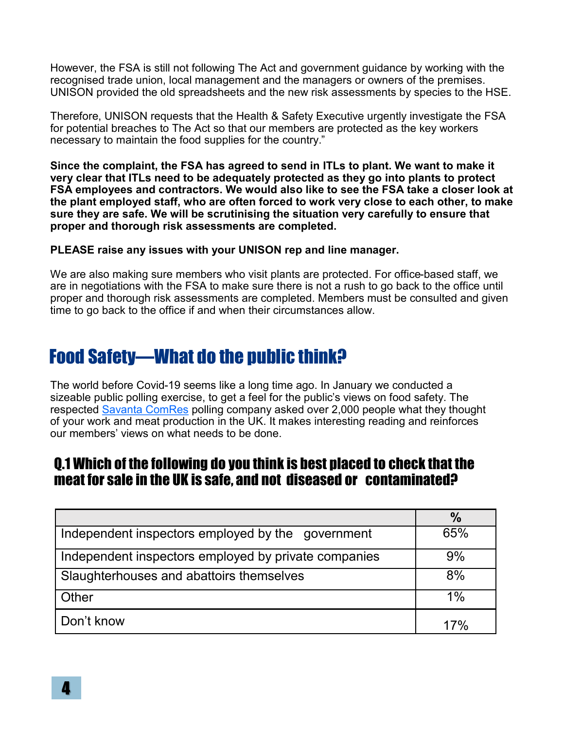However, the FSA is still not following The Act and government guidance by working with the recognised trade union, local management and the managers or owners of the premises. UNISON provided the old spreadsheets and the new risk assessments by species to the HSE.

Therefore, UNISON requests that the Health & Safety Executive urgently investigate the FSA for potential breaches to The Act so that our members are protected as the key workers necessary to maintain the food supplies for the country."

**Since the complaint, the FSA has agreed to send in ITLs to plant. We want to make it very clear that ITLs need to be adequately protected as they go into plants to protect FSA employees and contractors. We would also like to see the FSA take a closer look at the plant employed staff, who are often forced to work very close to each other, to make sure they are safe. We will be scrutinising the situation very carefully to ensure that proper and thorough risk assessments are completed.**

**PLEASE raise any issues with your UNISON rep and line manager.**

We are also making sure members who visit plants are protected. For office-based staff, we are in negotiations with the FSA to make sure there is not a rush to go back to the office until proper and thorough risk assessments are completed. Members must be consulted and given time to go back to the office if and when their circumstances allow.

## Food Safety—What do the public think?

The world before Covid-19 seems like a long time ago. In January we conducted a sizeable public polling exercise, to get a feel for the public's views on food safety. The respected Savanta ComRes polling company asked over 2,000 people what they thought of your work and meat production in the UK. It makes interesting reading and reinforces our members' views on what needs to be done.

### Q.1 Which of the following do you think is best placed to check that the meat for sale in the UK is safe, and not diseased or contaminated?

| | % |
|---|---|
| Independent inspectors employed by the government | 65% |
| Independent inspectors employed by private companies | 9% |
| Slaughterhouses and abattoirs themselves | 8% |
| Other | 1% |
| Don't know | 17% |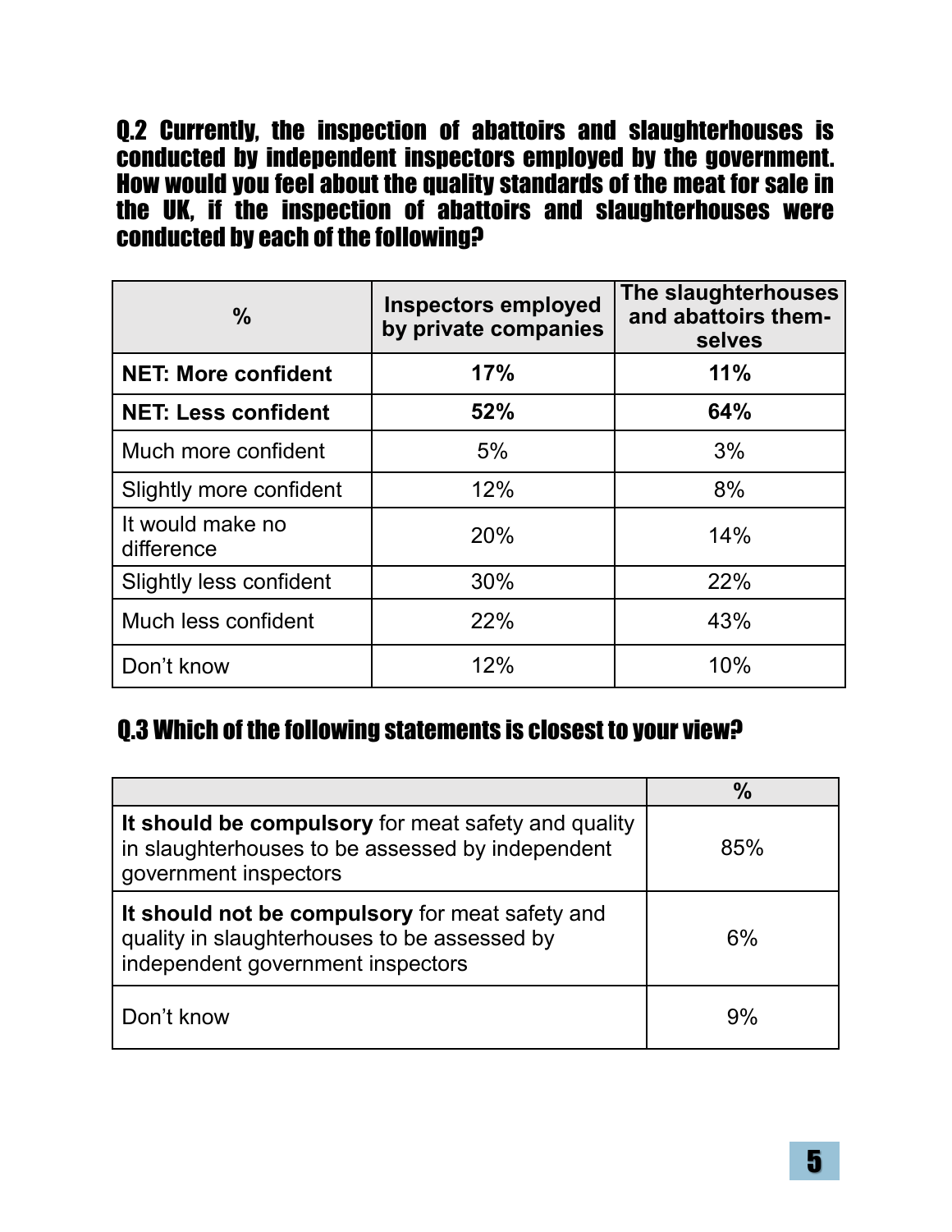## Q.2 Currently, the inspection of abattoirs and slaughterhouses is conducted by independent inspectors employed by the government. How would you feel about the quality standards of the meat for sale in the UK, if the inspection of abattoirs and slaughterhouses were conducted by each of the following?

| % | Inspectors employed by private companies | The slaughterhouses and abattoirs themselves |
|---|---|---|
| **NET: More confident** | **17%** | **11%** |
| **NET: Less confident** | **52%** | **64%** |
| Much more confident | 5% | 3% |
| Slightly more confident | 12% | 8% |
| It would make no difference | 20% | 14% |
| Slightly less confident | 30% | 22% |
| Much less confident | 22% | 43% |
| Don't know | 12% | 10% |

## Q.3 Which of the following statements is closest to your view?

| | % |
|---|---|
| **It should be compulsory** for meat safety and quality in slaughterhouses to be assessed by independent government inspectors | 85% |
| **It should not be compulsory** for meat safety and quality in slaughterhouses to be assessed by independent government inspectors | 6% |
| Don't know | 9% |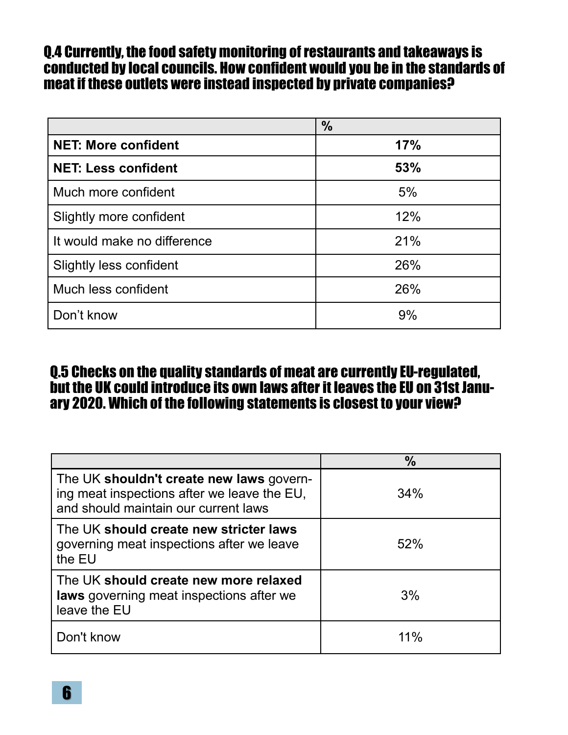### Q.4 Currently, the food safety monitoring of restaurants and takeaways is conducted by local councils. How confident would you be in the standards of meat if these outlets were instead inspected by private companies?

| | % |
|---|---|
| **NET: More confident** | **17%** |
| **NET: Less confident** | **53%** |
| Much more confident | 5% |
| Slightly more confident | 12% |
| It would make no difference | 21% |
| Slightly less confident | 26% |
| Much less confident | 26% |
| Don't know | 9% |

### Q.5 Checks on the quality standards of meat are currently EU-regulated, but the UK could introduce its own laws after it leaves the EU on 31st January 2020. Which of the following statements is closest to your view?

| | % |
|---|---|
| The UK **shouldn't create new laws** governing meat inspections after we leave the EU, and should maintain our current laws | 34% |
| The UK **should create new stricter laws** governing meat inspections after we leave the EU | 52% |
| The UK **should create new more relaxed laws** governing meat inspections after we leave the EU | 3% |
| Don't know | 11% |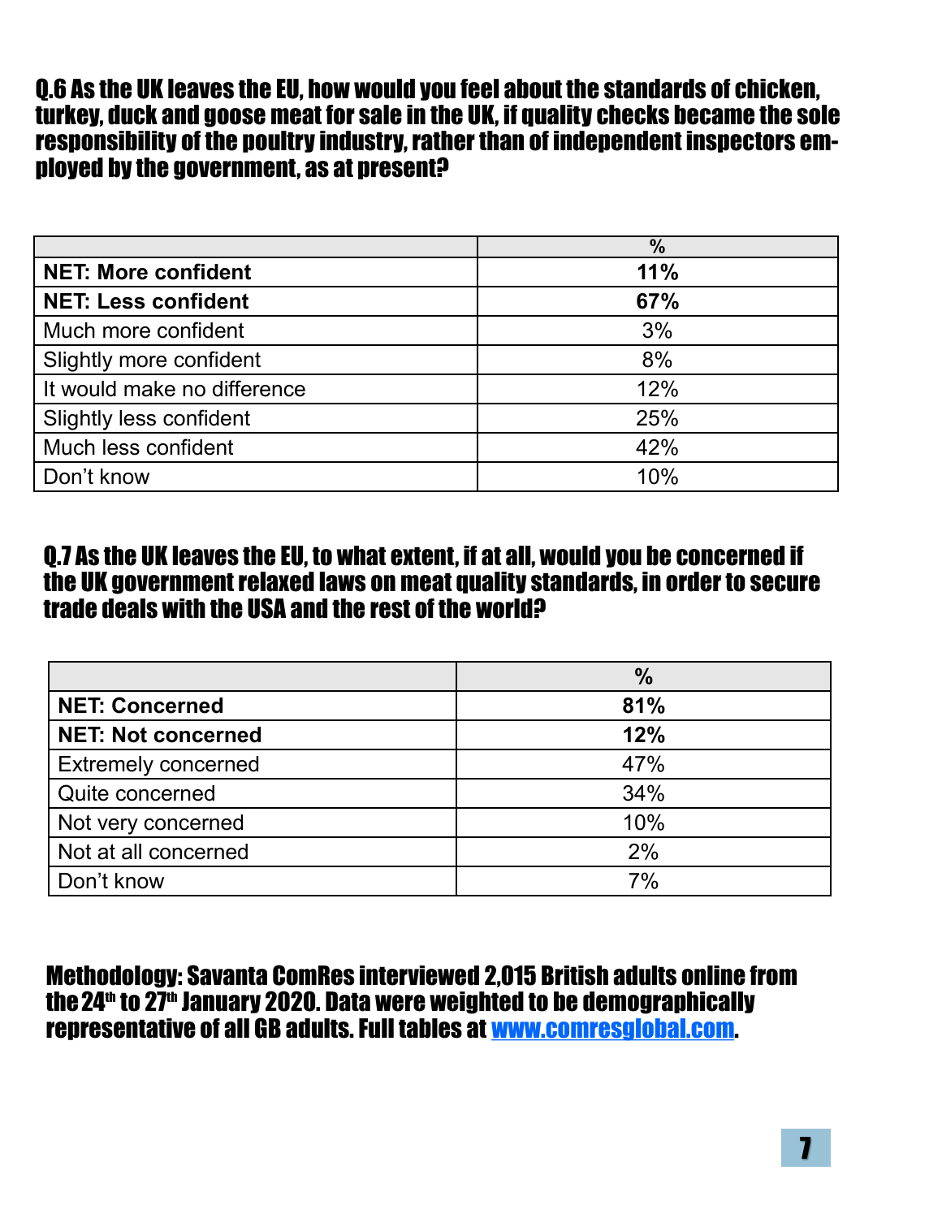## Q.6 As the UK leaves the EU, how would you feel about the standards of chicken, turkey, duck and goose meat for sale in the UK, if quality checks became the sole responsibility of the poultry industry, rather than of independent inspectors employed by the government, as at present?

| | % |
|---|---|
| **NET: More confident** | **11%** |
| **NET: Less confident** | **67%** |
| Much more confident | 3% |
| Slightly more confident | 8% |
| It would make no difference | 12% |
| Slightly less confident | 25% |
| Much less confident | 42% |
| Don't know | 10% |

## Q.7 As the UK leaves the EU, to what extent, if at all, would you be concerned if the UK government relaxed laws on meat quality standards, in order to secure trade deals with the USA and the rest of the world?

| | % |
|---|---|
| **NET: Concerned** | **81%** |
| **NET: Not concerned** | **12%** |
| Extremely concerned | 47% |
| Quite concerned | 34% |
| Not very concerned | 10% |
| Not at all concerned | 2% |
| Don't know | 7% |

**Methodology: Savanta ComRes interviewed 2,015 British adults online from the 24th to 27th January 2020. Data were weighted to be demographically representative of all GB adults. Full tables at [www.comresglobal.com](http://www.comresglobal.com).**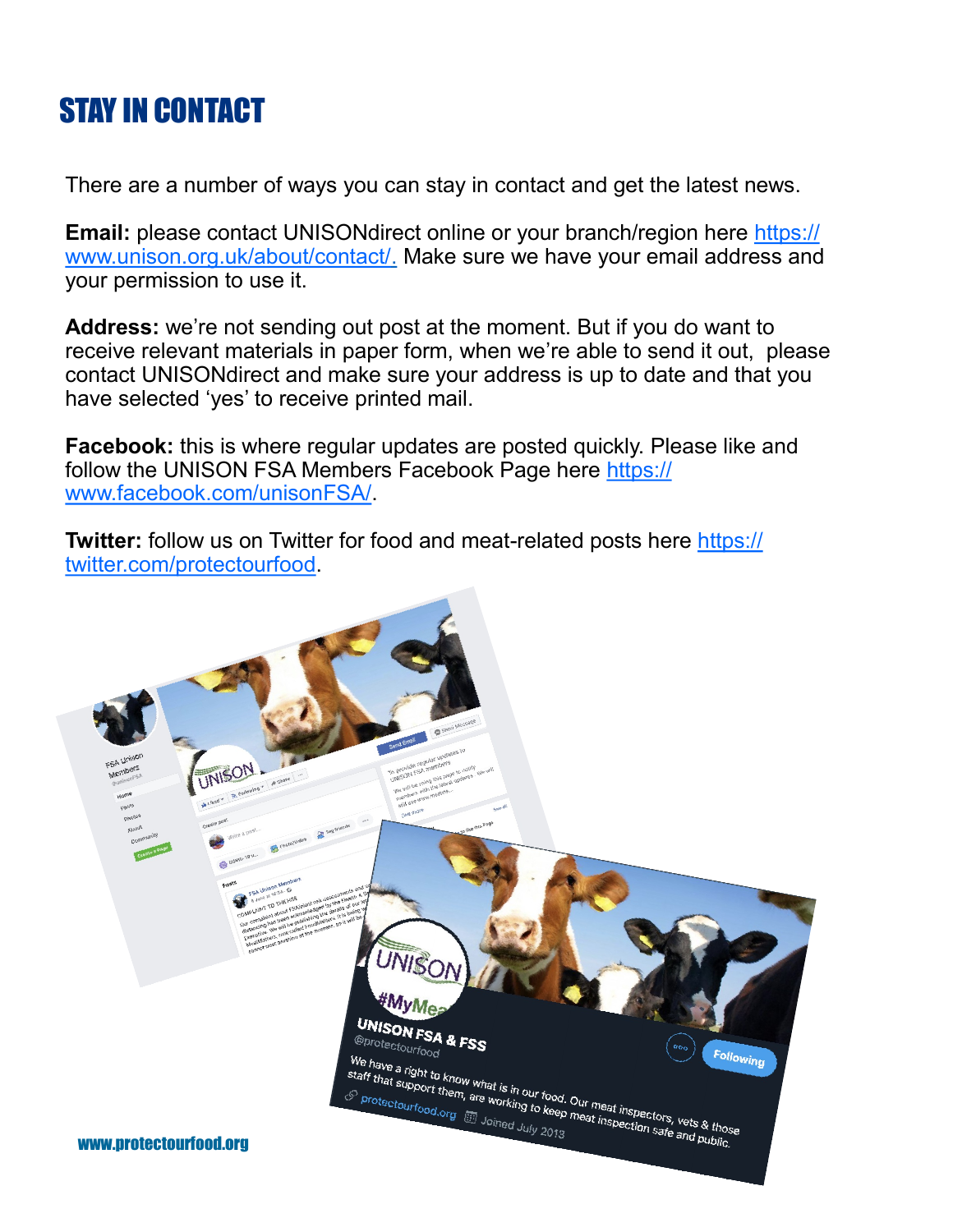# STAY IN CONTACT

There are a number of ways you can stay in contact and get the latest news.

**Email:** please contact UNISONdirect online or your branch/region here https://www.unison.org.uk/about/contact/. Make sure we have your email address and your permission to use it.

**Address:** we're not sending out post at the moment. But if you do want to receive relevant materials in paper form, when we're able to send it out, please contact UNISONdirect and make sure your address is up to date and that you have selected 'yes' to receive printed mail.

**Facebook:** this is where regular updates are posted quickly. Please like and follow the UNISON FSA Members Facebook Page here https://www.facebook.com/unisonFSA/.

**Twitter:** follow us on Twitter for food and meat-related posts here https://twitter.com/protectourfood.

www.protectourfood.org